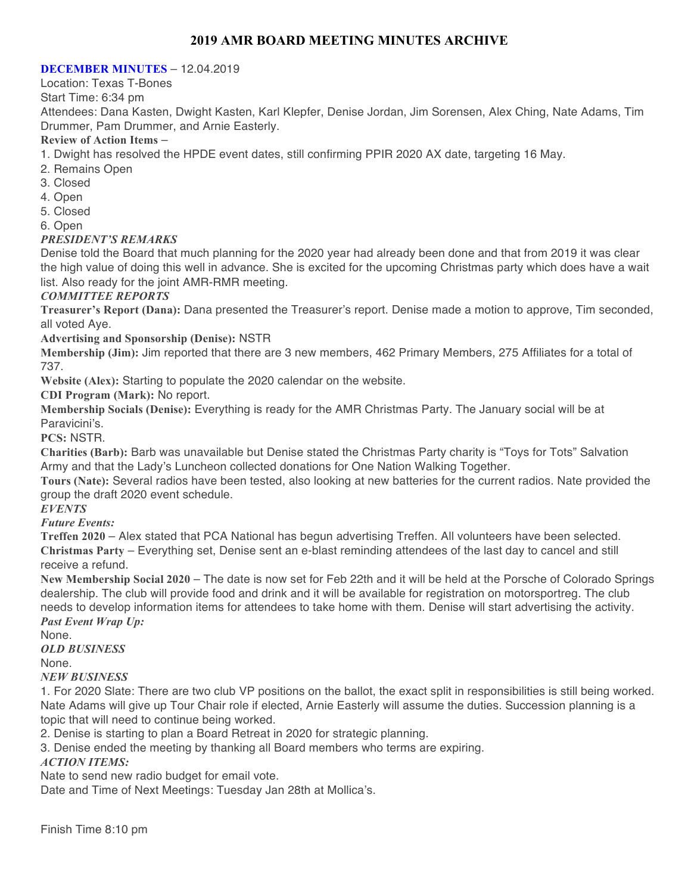# 2019 AMR BOARD MEETING MINUTES ARCHIVE

**DECEMBER MINUTES** – 12.04.2019

Location: Texas T-Bones

Start Time: 6:34 pm

Attendees: Dana Kasten, Dwight Kasten, Karl Klepfer, Denise Jordan, Jim Sorensen, Alex Ching, Nate Adams, Tim Drummer, Pam Drummer, and Arnie Easterly.

**Review of Action Items –**

1. Dwight has resolved the HPDE event dates, still confirming PPIR 2020 AX date, targeting 16 May.
2. Remains Open
3. Closed
4. Open
5. Closed
6. Open

***PRESIDENT'S REMARKS***

Denise told the Board that much planning for the 2020 year had already been done and that from 2019 it was clear the high value of doing this well in advance. She is excited for the upcoming Christmas party which does have a wait list. Also ready for the joint AMR-RMR meeting.

***COMMITTEE REPORTS***

**Treasurer's Report (Dana):** Dana presented the Treasurer's report. Denise made a motion to approve, Tim seconded, all voted Aye.

**Advertising and Sponsorship (Denise):** NSTR

**Membership (Jim):** Jim reported that there are 3 new members, 462 Primary Members, 275 Affiliates for a total of 737.

**Website (Alex):** Starting to populate the 2020 calendar on the website.

**CDI Program (Mark):** No report.

**Membership Socials (Denise):** Everything is ready for the AMR Christmas Party. The January social will be at Paravicini's.

**PCS:** NSTR.

**Charities (Barb):** Barb was unavailable but Denise stated the Christmas Party charity is "Toys for Tots" Salvation Army and that the Lady's Luncheon collected donations for One Nation Walking Together.

**Tours (Nate):** Several radios have been tested, also looking at new batteries for the current radios. Nate provided the group the draft 2020 event schedule.

***EVENTS***

***Future Events:***

**Treffen 2020** – Alex stated that PCA National has begun advertising Treffen. All volunteers have been selected.

**Christmas Party** – Everything set, Denise sent an e-blast reminding attendees of the last day to cancel and still receive a refund.

**New Membership Social 2020** – The date is now set for Feb 22th and it will be held at the Porsche of Colorado Springs dealership. The club will provide food and drink and it will be available for registration on motorsportreg. The club needs to develop information items for attendees to take home with them. Denise will start advertising the activity.

***Past Event Wrap Up:***

None.

***OLD BUSINESS***

None.

***NEW BUSINESS***

1. For 2020 Slate: There are two club VP positions on the ballot, the exact split in responsibilities is still being worked. Nate Adams will give up Tour Chair role if elected, Arnie Easterly will assume the duties. Succession planning is a topic that will need to continue being worked.
2. Denise is starting to plan a Board Retreat in 2020 for strategic planning.
3. Denise ended the meeting by thanking all Board members who terms are expiring.

***ACTION ITEMS:***

Nate to send new radio budget for email vote.

Date and Time of Next Meetings: Tuesday Jan 28th at Mollica's.

Finish Time 8:10 pm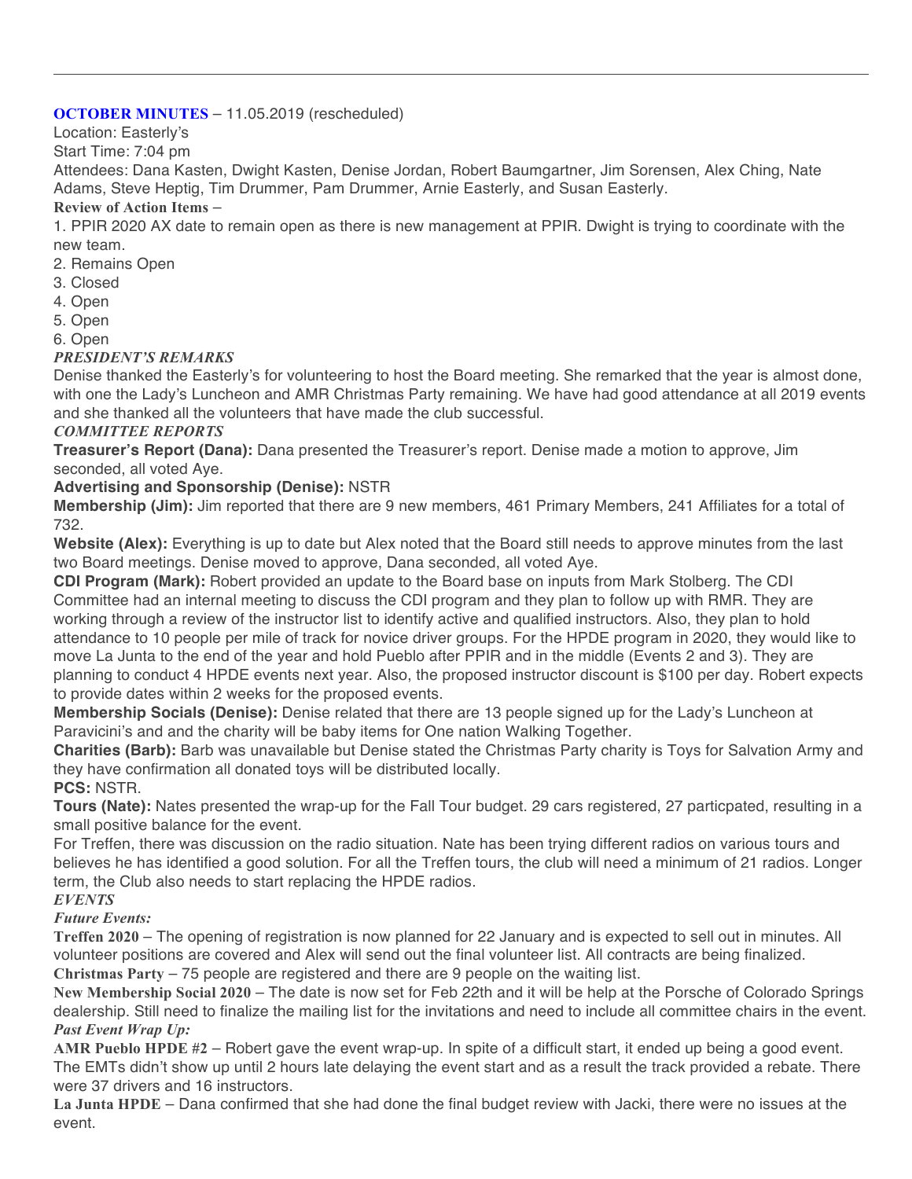**OCTOBER MINUTES** – 11.05.2019 (rescheduled)

Location: Easterly's

Start Time: 7:04 pm

Attendees: Dana Kasten, Dwight Kasten, Denise Jordan, Robert Baumgartner, Jim Sorensen, Alex Ching, Nate Adams, Steve Heptig, Tim Drummer, Pam Drummer, Arnie Easterly, and Susan Easterly.

**Review of Action Items –**

1. PPIR 2020 AX date to remain open as there is new management at PPIR. Dwight is trying to coordinate with the new team.
2. Remains Open
3. Closed
4. Open
5. Open
6. Open

***PRESIDENT'S REMARKS***

Denise thanked the Easterly's for volunteering to host the Board meeting. She remarked that the year is almost done, with one the Lady's Luncheon and AMR Christmas Party remaining. We have had good attendance at all 2019 events and she thanked all the volunteers that have made the club successful.

***COMMITTEE REPORTS***

**Treasurer's Report (Dana):** Dana presented the Treasurer's report. Denise made a motion to approve, Jim seconded, all voted Aye.

**Advertising and Sponsorship (Denise):** NSTR

**Membership (Jim):** Jim reported that there are 9 new members, 461 Primary Members, 241 Affiliates for a total of 732.

**Website (Alex):** Everything is up to date but Alex noted that the Board still needs to approve minutes from the last two Board meetings. Denise moved to approve, Dana seconded, all voted Aye.

**CDI Program (Mark):** Robert provided an update to the Board base on inputs from Mark Stolberg. The CDI Committee had an internal meeting to discuss the CDI program and they plan to follow up with RMR. They are working through a review of the instructor list to identify active and qualified instructors. Also, they plan to hold attendance to 10 people per mile of track for novice driver groups. For the HPDE program in 2020, they would like to move La Junta to the end of the year and hold Pueblo after PPIR and in the middle (Events 2 and 3). They are planning to conduct 4 HPDE events next year. Also, the proposed instructor discount is $100 per day. Robert expects to provide dates within 2 weeks for the proposed events.

**Membership Socials (Denise):** Denise related that there are 13 people signed up for the Lady's Luncheon at Paravicini's and the charity will be baby items for One nation Walking Together.

**Charities (Barb):** Barb was unavailable but Denise stated the Christmas Party charity is Toys for Salvation Army and they have confirmation all donated toys will be distributed locally.

**PCS:** NSTR.

**Tours (Nate):** Nates presented the wrap-up for the Fall Tour budget. 29 cars registered, 27 particpated, resulting in a small positive balance for the event.

For Treffen, there was discussion on the radio situation. Nate has been trying different radios on various tours and believes he has identified a good solution. For all the Treffen tours, the club will need a minimum of 21 radios. Longer term, the Club also needs to start replacing the HPDE radios.

***EVENTS***

***Future Events:***

**Treffen 2020** – The opening of registration is now planned for 22 January and is expected to sell out in minutes. All volunteer positions are covered and Alex will send out the final volunteer list. All contracts are being finalized.

**Christmas Party** – 75 people are registered and there are 9 people on the waiting list.

**New Membership Social 2020** – The date is now set for Feb 22th and it will be help at the Porsche of Colorado Springs dealership. Still need to finalize the mailing list for the invitations and need to include all committee chairs in the event.

***Past Event Wrap Up:***

**AMR Pueblo HPDE #2** – Robert gave the event wrap-up. In spite of a difficult start, it ended up being a good event. The EMTs didn't show up until 2 hours late delaying the event start and as a result the track provided a rebate. There were 37 drivers and 16 instructors.

**La Junta HPDE** – Dana confirmed that she had done the final budget review with Jacki, there were no issues at the event.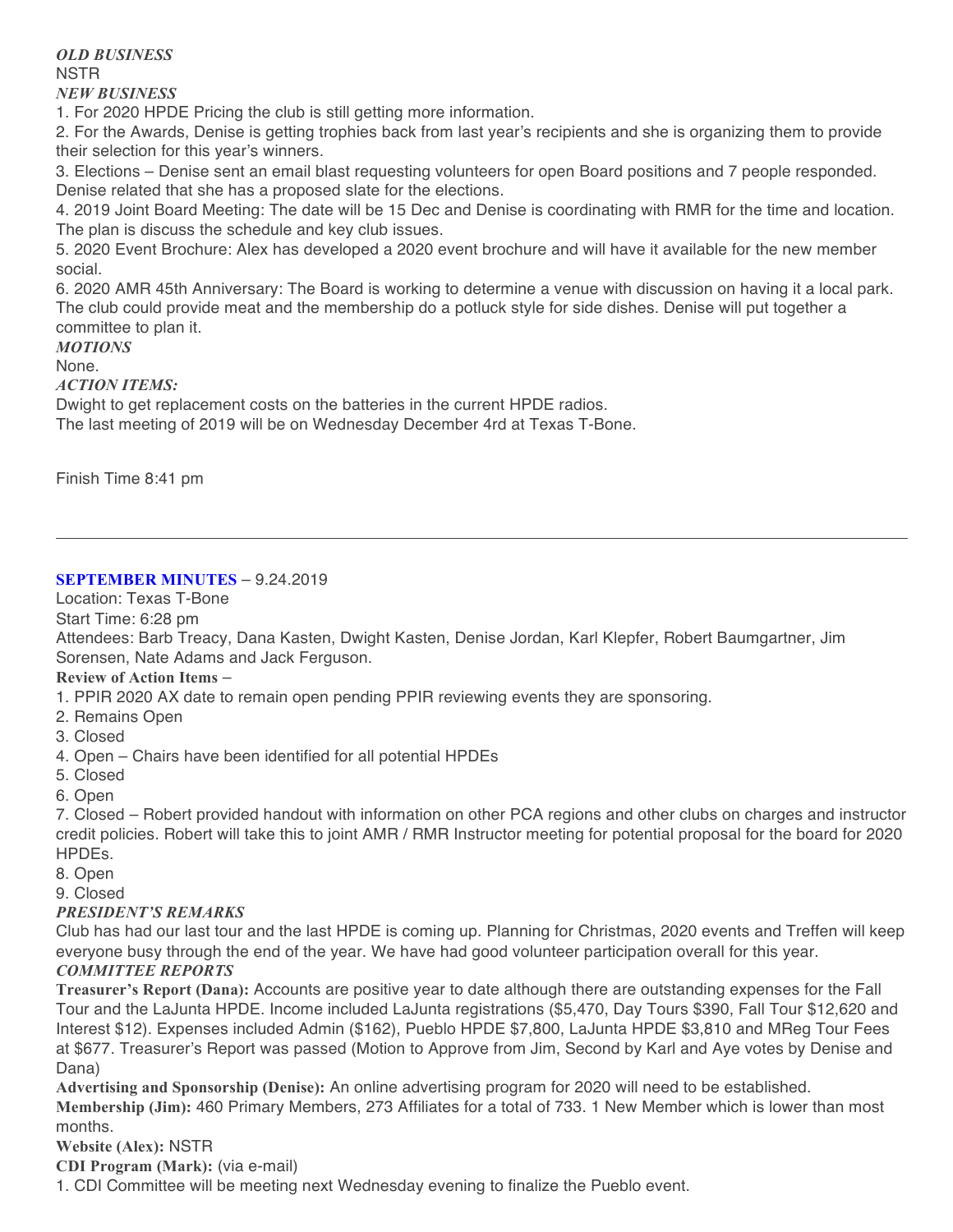***OLD BUSINESS***

NSTR

***NEW BUSINESS***

1. For 2020 HPDE Pricing the club is still getting more information.
2. For the Awards, Denise is getting trophies back from last year's recipients and she is organizing them to provide their selection for this year's winners.
3. Elections – Denise sent an email blast requesting volunteers for open Board positions and 7 people responded. Denise related that she has a proposed slate for the elections.
4. 2019 Joint Board Meeting: The date will be 15 Dec and Denise is coordinating with RMR for the time and location. The plan is discuss the schedule and key club issues.
5. 2020 Event Brochure: Alex has developed a 2020 event brochure and will have it available for the new member social.
6. 2020 AMR 45th Anniversary: The Board is working to determine a venue with discussion on having it a local park. The club could provide meat and the membership do a potluck style for side dishes. Denise will put together a committee to plan it.

***MOTIONS***

None.

***ACTION ITEMS:***

Dwight to get replacement costs on the batteries in the current HPDE radios.

The last meeting of 2019 will be on Wednesday December 4rd at Texas T-Bone.

Finish Time 8:41 pm

---

**SEPTEMBER MINUTES** – 9.24.2019

Location: Texas T-Bone

Start Time: 6:28 pm

Attendees: Barb Treacy, Dana Kasten, Dwight Kasten, Denise Jordan, Karl Klepfer, Robert Baumgartner, Jim Sorensen, Nate Adams and Jack Ferguson.

**Review of Action Items –**

1. PPIR 2020 AX date to remain open pending PPIR reviewing events they are sponsoring.
2. Remains Open
3. Closed
4. Open – Chairs have been identified for all potential HPDEs
5. Closed
6. Open
7. Closed – Robert provided handout with information on other PCA regions and other clubs on charges and instructor credit policies. Robert will take this to joint AMR / RMR Instructor meeting for potential proposal for the board for 2020 HPDEs.
8. Open
9. Closed

***PRESIDENT'S REMARKS***

Club has had our last tour and the last HPDE is coming up. Planning for Christmas, 2020 events and Treffen will keep everyone busy through the end of the year. We have had good volunteer participation overall for this year.

***COMMITTEE REPORTS***

**Treasurer's Report (Dana):** Accounts are positive year to date although there are outstanding expenses for the Fall Tour and the LaJunta HPDE. Income included LaJunta registrations ($5,470, Day Tours $390, Fall Tour $12,620 and Interest $12). Expenses included Admin ($162), Pueblo HPDE $7,800, LaJunta HPDE $3,810 and MReg Tour Fees at $677. Treasurer's Report was passed (Motion to Approve from Jim, Second by Karl and Aye votes by Denise and Dana)

**Advertising and Sponsorship (Denise):** An online advertising program for 2020 will need to be established.

**Membership (Jim):** 460 Primary Members, 273 Affiliates for a total of 733. 1 New Member which is lower than most months.

**Website (Alex):** NSTR

**CDI Program (Mark):** (via e-mail)

1. CDI Committee will be meeting next Wednesday evening to finalize the Pueblo event.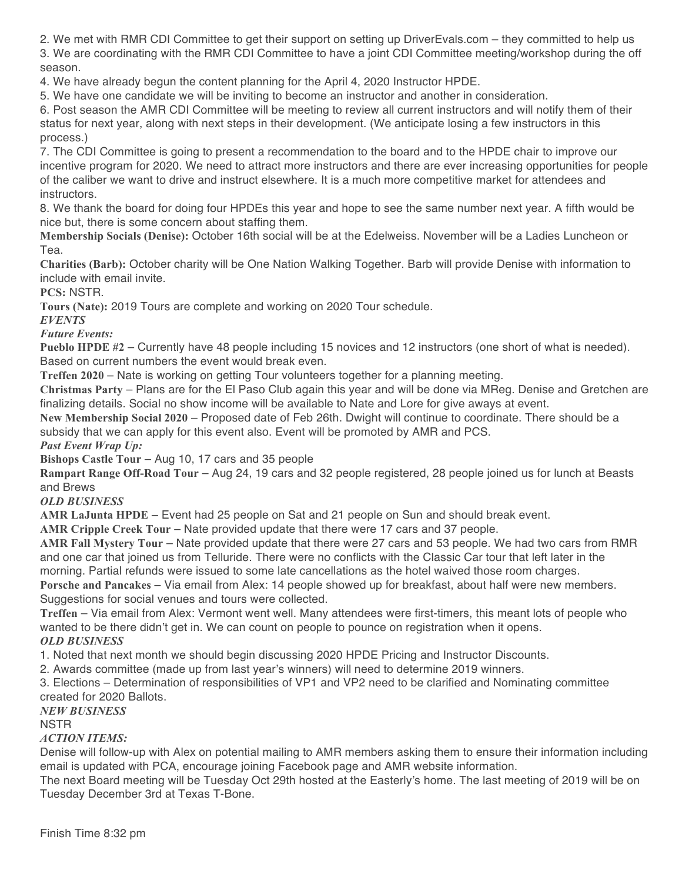2. We met with RMR CDI Committee to get their support on setting up DriverEvals.com – they committed to help us
3. We are coordinating with the RMR CDI Committee to have a joint CDI Committee meeting/workshop during the off season.
4. We have already begun the content planning for the April 4, 2020 Instructor HPDE.
5. We have one candidate we will be inviting to become an instructor and another in consideration.
6. Post season the AMR CDI Committee will be meeting to review all current instructors and will notify them of their status for next year, along with next steps in their development. (We anticipate losing a few instructors in this process.)
7. The CDI Committee is going to present a recommendation to the board and to the HPDE chair to improve our incentive program for 2020. We need to attract more instructors and there are ever increasing opportunities for people of the caliber we want to drive and instruct elsewhere. It is a much more competitive market for attendees and instructors.
8. We thank the board for doing four HPDEs this year and hope to see the same number next year. A fifth would be nice but, there is some concern about staffing them.

**Membership Socials (Denise):** October 16th social will be at the Edelweiss. November will be a Ladies Luncheon or Tea.

**Charities (Barb):** October charity will be One Nation Walking Together. Barb will provide Denise with information to include with email invite.

**PCS:** NSTR.

**Tours (Nate):** 2019 Tours are complete and working on 2020 Tour schedule.

***EVENTS***

***Future Events:***

**Pueblo HPDE #2** – Currently have 48 people including 15 novices and 12 instructors (one short of what is needed). Based on current numbers the event would break even.

**Treffen 2020** – Nate is working on getting Tour volunteers together for a planning meeting.

**Christmas Party** – Plans are for the El Paso Club again this year and will be done via MReg. Denise and Gretchen are finalizing details. Social no show income will be available to Nate and Lore for give aways at event.

**New Membership Social 2020** – Proposed date of Feb 26th. Dwight will continue to coordinate. There should be a subsidy that we can apply for this event also. Event will be promoted by AMR and PCS.

***Past Event Wrap Up:***

**Bishops Castle Tour** – Aug 10, 17 cars and 35 people

**Rampart Range Off-Road Tour** – Aug 24, 19 cars and 32 people registered, 28 people joined us for lunch at Beasts and Brews

***OLD BUSINESS***

**AMR LaJunta HPDE** – Event had 25 people on Sat and 21 people on Sun and should break event.

**AMR Cripple Creek Tour** – Nate provided update that there were 17 cars and 37 people.

**AMR Fall Mystery Tour** – Nate provided update that there were 27 cars and 53 people. We had two cars from RMR and one car that joined us from Telluride. There were no conflicts with the Classic Car tour that left later in the morning. Partial refunds were issued to some late cancellations as the hotel waived those room charges.

**Porsche and Pancakes** – Via email from Alex: 14 people showed up for breakfast, about half were new members. Suggestions for social venues and tours were collected.

**Treffen** – Via email from Alex: Vermont went well. Many attendees were first-timers, this meant lots of people who wanted to be there didn't get in. We can count on people to pounce on registration when it opens.

***OLD BUSINESS***

1. Noted that next month we should begin discussing 2020 HPDE Pricing and Instructor Discounts.
2. Awards committee (made up from last year's winners) will need to determine 2019 winners.
3. Elections – Determination of responsibilities of VP1 and VP2 need to be clarified and Nominating committee created for 2020 Ballots.

***NEW BUSINESS***

NSTR

***ACTION ITEMS:***

Denise will follow-up with Alex on potential mailing to AMR members asking them to ensure their information including email is updated with PCA, encourage joining Facebook page and AMR website information.

The next Board meeting will be Tuesday Oct 29th hosted at the Easterly's home. The last meeting of 2019 will be on Tuesday December 3rd at Texas T-Bone.

Finish Time 8:32 pm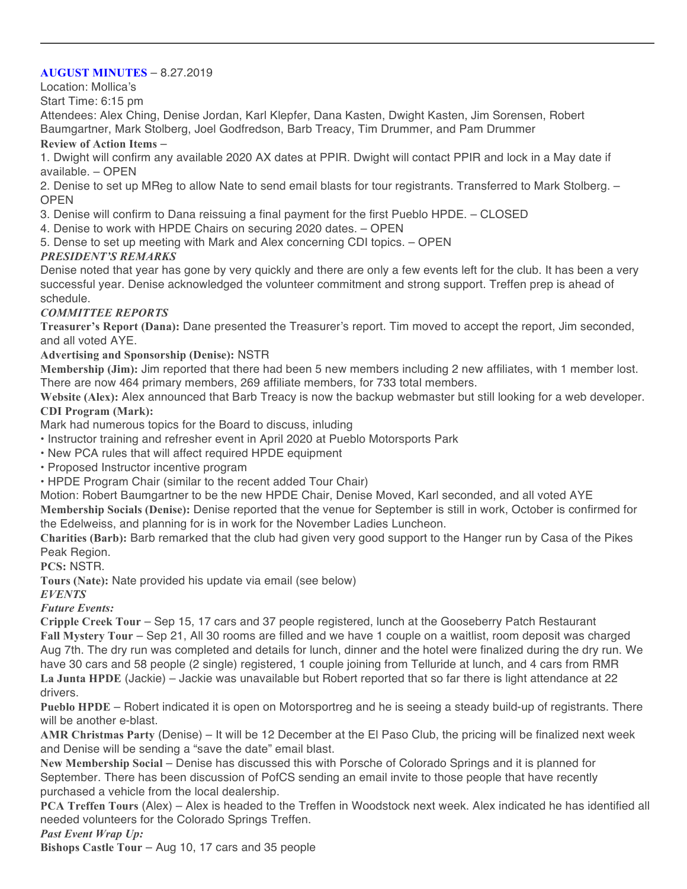**AUGUST MINUTES** – 8.27.2019

Location: Mollica's

Start Time: 6:15 pm

Attendees: Alex Ching, Denise Jordan, Karl Klepfer, Dana Kasten, Dwight Kasten, Jim Sorensen, Robert Baumgartner, Mark Stolberg, Joel Godfredson, Barb Treacy, Tim Drummer, and Pam Drummer

**Review of Action Items** –

1. Dwight will confirm any available 2020 AX dates at PPIR. Dwight will contact PPIR and lock in a May date if available. – OPEN
2. Denise to set up MReg to allow Nate to send email blasts for tour registrants. Transferred to Mark Stolberg. – OPEN
3. Denise will confirm to Dana reissuing a final payment for the first Pueblo HPDE. – CLOSED
4. Denise to work with HPDE Chairs on securing 2020 dates. – OPEN
5. Dense to set up meeting with Mark and Alex concerning CDI topics. – OPEN

***PRESIDENT'S REMARKS***

Denise noted that year has gone by very quickly and there are only a few events left for the club. It has been a very successful year. Denise acknowledged the volunteer commitment and strong support. Treffen prep is ahead of schedule.

***COMMITTEE REPORTS***

**Treasurer's Report (Dana):** Dane presented the Treasurer's report. Tim moved to accept the report, Jim seconded, and all voted AYE.

**Advertising and Sponsorship (Denise):** NSTR

**Membership (Jim):** Jim reported that there had been 5 new members including 2 new affiliates, with 1 member lost. There are now 464 primary members, 269 affiliate members, for 733 total members.

**Website (Alex):** Alex announced that Barb Treacy is now the backup webmaster but still looking for a web developer.

**CDI Program (Mark):**

Mark had numerous topics for the Board to discuss, inluding

- Instructor training and refresher event in April 2020 at Pueblo Motorsports Park
- New PCA rules that will affect required HPDE equipment
- Proposed Instructor incentive program
- HPDE Program Chair (similar to the recent added Tour Chair)

Motion: Robert Baumgartner to be the new HPDE Chair, Denise Moved, Karl seconded, and all voted AYE

**Membership Socials (Denise):** Denise reported that the venue for September is still in work, October is confirmed for the Edelweiss, and planning for is in work for the November Ladies Luncheon.

**Charities (Barb):** Barb remarked that the club had given very good support to the Hanger run by Casa of the Pikes Peak Region.

**PCS:** NSTR.

**Tours (Nate):** Nate provided his update via email (see below)

***EVENTS***

***Future Events:***

**Cripple Creek Tour** – Sep 15, 17 cars and 37 people registered, lunch at the Gooseberry Patch Restaurant

**Fall Mystery Tour** – Sep 21, All 30 rooms are filled and we have 1 couple on a waitlist, room deposit was charged Aug 7th. The dry run was completed and details for lunch, dinner and the hotel were finalized during the dry run. We have 30 cars and 58 people (2 single) registered, 1 couple joining from Telluride at lunch, and 4 cars from RMR

**La Junta HPDE** (Jackie) – Jackie was unavailable but Robert reported that so far there is light attendance at 22 drivers.

**Pueblo HPDE** – Robert indicated it is open on Motorsportreg and he is seeing a steady build-up of registrants. There will be another e-blast.

**AMR Christmas Party** (Denise) – It will be 12 December at the El Paso Club, the pricing will be finalized next week and Denise will be sending a "save the date" email blast.

**New Membership Social** – Denise has discussed this with Porsche of Colorado Springs and it is planned for September. There has been discussion of PofCS sending an email invite to those people that have recently purchased a vehicle from the local dealership.

**PCA Treffen Tours** (Alex) – Alex is headed to the Treffen in Woodstock next week. Alex indicated he has identified all needed volunteers for the Colorado Springs Treffen.

***Past Event Wrap Up:***

**Bishops Castle Tour** – Aug 10, 17 cars and 35 people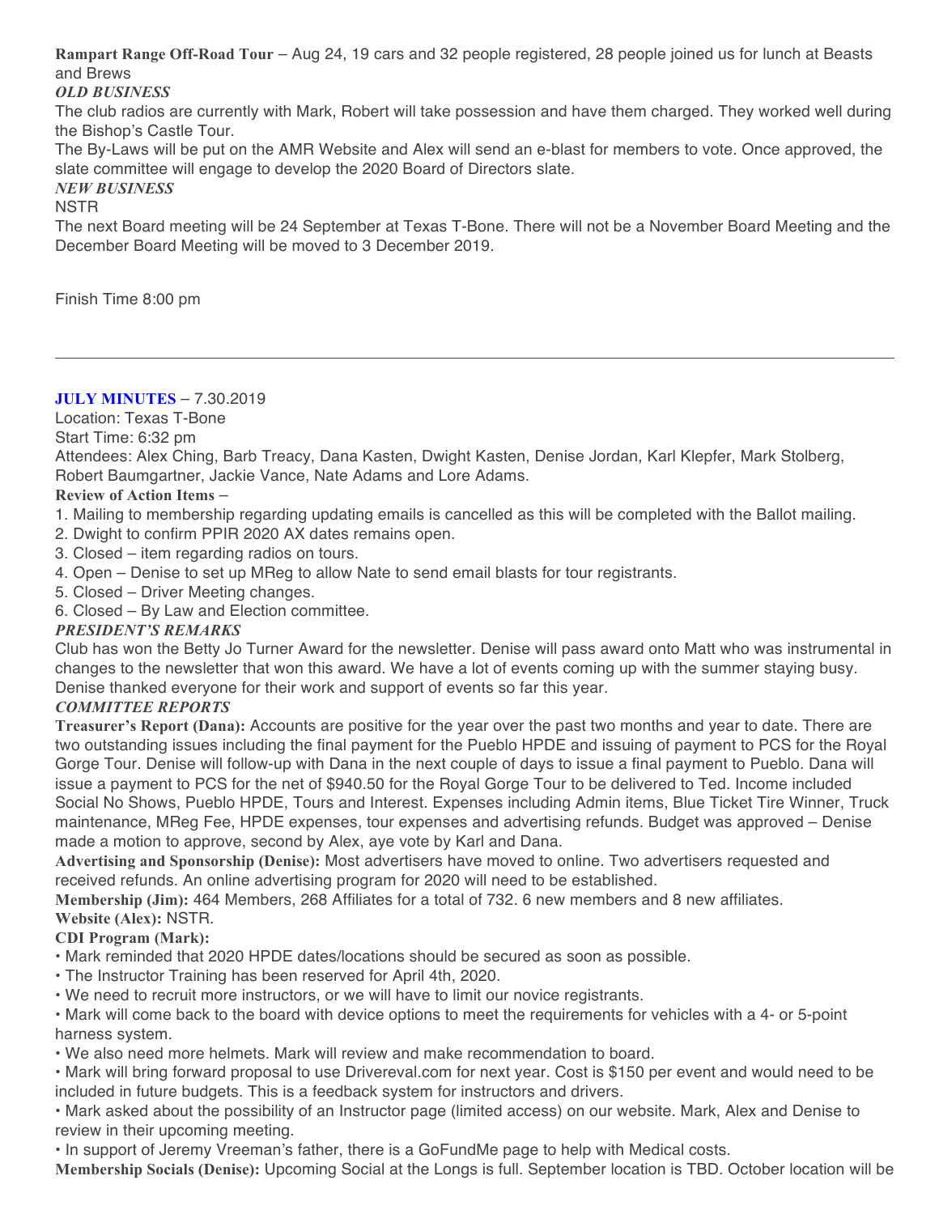**Rampart Range Off-Road Tour** – Aug 24, 19 cars and 32 people registered, 28 people joined us for lunch at Beasts and Brews

***OLD BUSINESS***

The club radios are currently with Mark, Robert will take possession and have them charged. They worked well during the Bishop's Castle Tour.

The By-Laws will be put on the AMR Website and Alex will send an e-blast for members to vote. Once approved, the slate committee will engage to develop the 2020 Board of Directors slate.

***NEW BUSINESS***

NSTR

The next Board meeting will be 24 September at Texas T-Bone. There will not be a November Board Meeting and the December Board Meeting will be moved to 3 December 2019.

Finish Time 8:00 pm

---

**JULY MINUTES** – 7.30.2019

Location: Texas T-Bone

Start Time: 6:32 pm

Attendees: Alex Ching, Barb Treacy, Dana Kasten, Dwight Kasten, Denise Jordan, Karl Klepfer, Mark Stolberg, Robert Baumgartner, Jackie Vance, Nate Adams and Lore Adams.

**Review of Action Items –**

1. Mailing to membership regarding updating emails is cancelled as this will be completed with the Ballot mailing.
2. Dwight to confirm PPIR 2020 AX dates remains open.
3. Closed – item regarding radios on tours.
4. Open – Denise to set up MReg to allow Nate to send email blasts for tour registrants.
5. Closed – Driver Meeting changes.
6. Closed – By Law and Election committee.

***PRESIDENT'S REMARKS***

Club has won the Betty Jo Turner Award for the newsletter. Denise will pass award onto Matt who was instrumental in changes to the newsletter that won this award. We have a lot of events coming up with the summer staying busy. Denise thanked everyone for their work and support of events so far this year.

***COMMITTEE REPORTS***

**Treasurer's Report (Dana):** Accounts are positive for the year over the past two months and year to date. There are two outstanding issues including the final payment for the Pueblo HPDE and issuing of payment to PCS for the Royal Gorge Tour. Denise will follow-up with Dana in the next couple of days to issue a final payment to Pueblo. Dana will issue a payment to PCS for the net of $940.50 for the Royal Gorge Tour to be delivered to Ted. Income included Social No Shows, Pueblo HPDE, Tours and Interest. Expenses including Admin items, Blue Ticket Tire Winner, Truck maintenance, MReg Fee, HPDE expenses, tour expenses and advertising refunds. Budget was approved – Denise made a motion to approve, second by Alex, aye vote by Karl and Dana.

**Advertising and Sponsorship (Denise):** Most advertisers have moved to online. Two advertisers requested and received refunds. An online advertising program for 2020 will need to be established.

**Membership (Jim):** 464 Members, 268 Affiliates for a total of 732. 6 new members and 8 new affiliates.

**Website (Alex):** NSTR.

**CDI Program (Mark):**

- Mark reminded that 2020 HPDE dates/locations should be secured as soon as possible.
- The Instructor Training has been reserved for April 4th, 2020.
- We need to recruit more instructors, or we will have to limit our novice registrants.
- Mark will come back to the board with device options to meet the requirements for vehicles with a 4- or 5-point harness system.
- We also need more helmets. Mark will review and make recommendation to board.
- Mark will bring forward proposal to use Drivereval.com for next year. Cost is $150 per event and would need to be included in future budgets. This is a feedback system for instructors and drivers.
- Mark asked about the possibility of an Instructor page (limited access) on our website. Mark, Alex and Denise to review in their upcoming meeting.
- In support of Jeremy Vreeman's father, there is a GoFundMe page to help with Medical costs.

**Membership Socials (Denise):** Upcoming Social at the Longs is full. September location is TBD. October location will be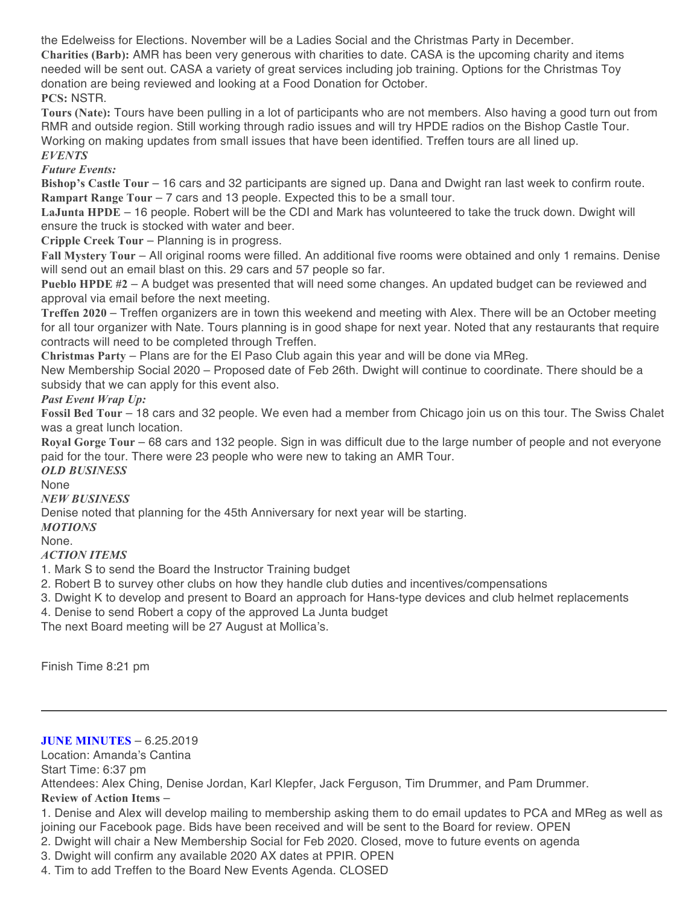the Edelweiss for Elections. November will be a Ladies Social and the Christmas Party in December.

**Charities (Barb):** AMR has been very generous with charities to date. CASA is the upcoming charity and items needed will be sent out. CASA a variety of great services including job training. Options for the Christmas Toy donation are being reviewed and looking at a Food Donation for October.

**PCS:** NSTR.

**Tours (Nate):** Tours have been pulling in a lot of participants who are not members. Also having a good turn out from RMR and outside region. Still working through radio issues and will try HPDE radios on the Bishop Castle Tour. Working on making updates from small issues that have been identified. Treffen tours are all lined up.

***EVENTS***

***Future Events:***

**Bishop's Castle Tour** – 16 cars and 32 participants are signed up. Dana and Dwight ran last week to confirm route.

**Rampart Range Tour** – 7 cars and 13 people. Expected this to be a small tour.

**LaJunta HPDE** – 16 people. Robert will be the CDI and Mark has volunteered to take the truck down. Dwight will ensure the truck is stocked with water and beer.

**Cripple Creek Tour** – Planning is in progress.

**Fall Mystery Tour** – All original rooms were filled. An additional five rooms were obtained and only 1 remains. Denise will send out an email blast on this. 29 cars and 57 people so far.

**Pueblo HPDE #2** – A budget was presented that will need some changes. An updated budget can be reviewed and approval via email before the next meeting.

**Treffen 2020** – Treffen organizers are in town this weekend and meeting with Alex. There will be an October meeting for all tour organizer with Nate. Tours planning is in good shape for next year. Noted that any restaurants that require contracts will need to be completed through Treffen.

**Christmas Party** – Plans are for the El Paso Club again this year and will be done via MReg.

New Membership Social 2020 – Proposed date of Feb 26th. Dwight will continue to coordinate. There should be a subsidy that we can apply for this event also.

***Past Event Wrap Up:***

**Fossil Bed Tour** – 18 cars and 32 people. We even had a member from Chicago join us on this tour. The Swiss Chalet was a great lunch location.

**Royal Gorge Tour** – 68 cars and 132 people. Sign in was difficult due to the large number of people and not everyone paid for the tour. There were 23 people who were new to taking an AMR Tour.

***OLD BUSINESS***

None

***NEW BUSINESS***

Denise noted that planning for the 45th Anniversary for next year will be starting.

***MOTIONS***

None.

***ACTION ITEMS***

1. Mark S to send the Board the Instructor Training budget
2. Robert B to survey other clubs on how they handle club duties and incentives/compensations
3. Dwight K to develop and present to Board an approach for Hans-type devices and club helmet replacements
4. Denise to send Robert a copy of the approved La Junta budget

The next Board meeting will be 27 August at Mollica's.

Finish Time 8:21 pm

---

**JUNE MINUTES** – 6.25.2019

Location: Amanda's Cantina

Start Time: 6:37 pm

Attendees: Alex Ching, Denise Jordan, Karl Klepfer, Jack Ferguson, Tim Drummer, and Pam Drummer.

**Review of Action Items –**

1. Denise and Alex will develop mailing to membership asking them to do email updates to PCA and MReg as well as joining our Facebook page. Bids have been received and will be sent to the Board for review. OPEN
2. Dwight will chair a New Membership Social for Feb 2020. Closed, move to future events on agenda
3. Dwight will confirm any available 2020 AX dates at PPIR. OPEN
4. Tim to add Treffen to the Board New Events Agenda. CLOSED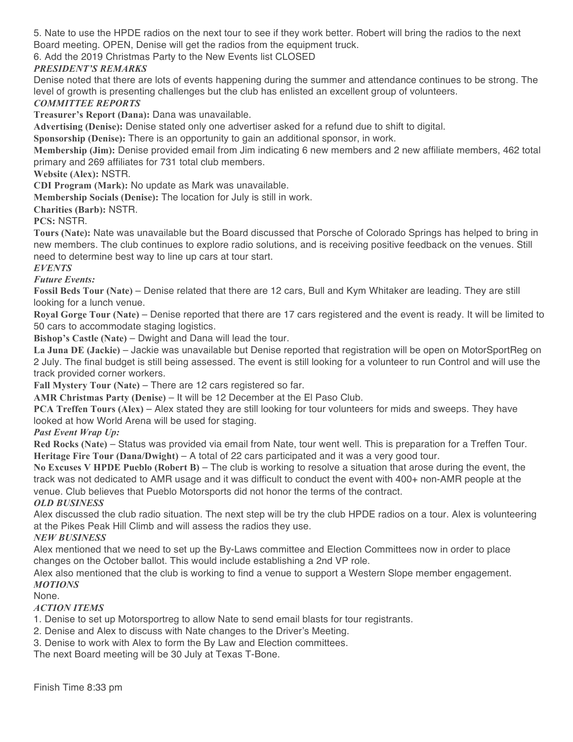5. Nate to use the HPDE radios on the next tour to see if they work better. Robert will bring the radios to the next Board meeting. OPEN, Denise will get the radios from the equipment truck.

6. Add the 2019 Christmas Party to the New Events list CLOSED

***PRESIDENT'S REMARKS***

Denise noted that there are lots of events happening during the summer and attendance continues to be strong. The level of growth is presenting challenges but the club has enlisted an excellent group of volunteers.

***COMMITTEE REPORTS***

**Treasurer's Report (Dana):** Dana was unavailable.

**Advertising (Denise):** Denise stated only one advertiser asked for a refund due to shift to digital.

**Sponsorship (Denise):** There is an opportunity to gain an additional sponsor, in work.

**Membership (Jim):** Denise provided email from Jim indicating 6 new members and 2 new affiliate members, 462 total primary and 269 affiliates for 731 total club members.

**Website (Alex):** NSTR.

**CDI Program (Mark):** No update as Mark was unavailable.

**Membership Socials (Denise):** The location for July is still in work.

**Charities (Barb):** NSTR.

**PCS:** NSTR.

**Tours (Nate):** Nate was unavailable but the Board discussed that Porsche of Colorado Springs has helped to bring in new members. The club continues to explore radio solutions, and is receiving positive feedback on the venues. Still need to determine best way to line up cars at tour start.

***EVENTS***

*Future Events:*

**Fossil Beds Tour (Nate)** – Denise related that there are 12 cars, Bull and Kym Whitaker are leading. They are still looking for a lunch venue.

**Royal Gorge Tour (Nate)** – Denise reported that there are 17 cars registered and the event is ready. It will be limited to 50 cars to accommodate staging logistics.

**Bishop's Castle (Nate)** – Dwight and Dana will lead the tour.

**La Juna DE (Jackie)** – Jackie was unavailable but Denise reported that registration will be open on MotorSportReg on 2 July. The final budget is still being assessed. The event is still looking for a volunteer to run Control and will use the track provided corner workers.

**Fall Mystery Tour (Nate)** – There are 12 cars registered so far.

**AMR Christmas Party (Denise)** – It will be 12 December at the El Paso Club.

**PCA Treffen Tours (Alex)** – Alex stated they are still looking for tour volunteers for mids and sweeps. They have looked at how World Arena will be used for staging.

*Past Event Wrap Up:*

**Red Rocks (Nate)** – Status was provided via email from Nate, tour went well. This is preparation for a Treffen Tour.

**Heritage Fire Tour (Dana/Dwight)** – A total of 22 cars participated and it was a very good tour.

**No Excuses V HPDE Pueblo (Robert B)** – The club is working to resolve a situation that arose during the event, the track was not dedicated to AMR usage and it was difficult to conduct the event with 400+ non-AMR people at the venue. Club believes that Pueblo Motorsports did not honor the terms of the contract.

***OLD BUSINESS***

Alex discussed the club radio situation. The next step will be try the club HPDE radios on a tour. Alex is volunteering at the Pikes Peak Hill Climb and will assess the radios they use.

***NEW BUSINESS***

Alex mentioned that we need to set up the By-Laws committee and Election Committees now in order to place changes on the October ballot. This would include establishing a 2nd VP role.

Alex also mentioned that the club is working to find a venue to support a Western Slope member engagement.

***MOTIONS***

None.

***ACTION ITEMS***

1. Denise to set up Motorsportreg to allow Nate to send email blasts for tour registrants.
2. Denise and Alex to discuss with Nate changes to the Driver's Meeting.
3. Denise to work with Alex to form the By Law and Election committees.

The next Board meeting will be 30 July at Texas T-Bone.

Finish Time 8:33 pm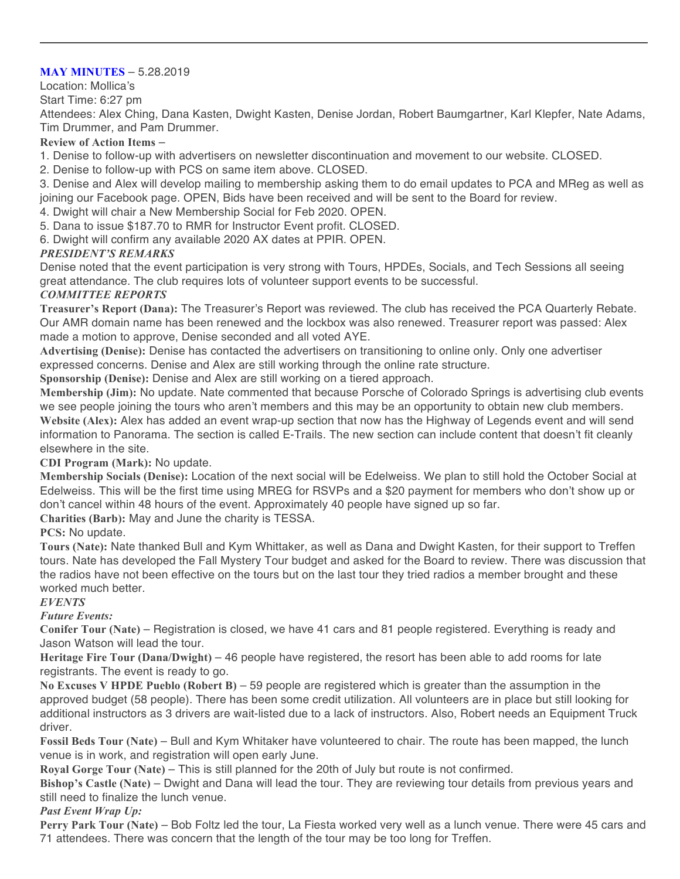**MAY MINUTES** – 5.28.2019

Location: Mollica's

Start Time: 6:27 pm

Attendees: Alex Ching, Dana Kasten, Dwight Kasten, Denise Jordan, Robert Baumgartner, Karl Klepfer, Nate Adams, Tim Drummer, and Pam Drummer.

**Review of Action Items –**

1. Denise to follow-up with advertisers on newsletter discontinuation and movement to our website. CLOSED.
2. Denise to follow-up with PCS on same item above. CLOSED.
3. Denise and Alex will develop mailing to membership asking them to do email updates to PCA and MReg as well as joining our Facebook page. OPEN, Bids have been received and will be sent to the Board for review.
4. Dwight will chair a New Membership Social for Feb 2020. OPEN.
5. Dana to issue $187.70 to RMR for Instructor Event profit. CLOSED.
6. Dwight will confirm any available 2020 AX dates at PPIR. OPEN.

***PRESIDENT'S REMARKS***

Denise noted that the event participation is very strong with Tours, HPDEs, Socials, and Tech Sessions all seeing great attendance. The club requires lots of volunteer support events to be successful.

***COMMITTEE REPORTS***

**Treasurer's Report (Dana):** The Treasurer's Report was reviewed. The club has received the PCA Quarterly Rebate. Our AMR domain name has been renewed and the lockbox was also renewed. Treasurer report was passed: Alex made a motion to approve, Denise seconded and all voted AYE.

**Advertising (Denise):** Denise has contacted the advertisers on transitioning to online only. Only one advertiser expressed concerns. Denise and Alex are still working through the online rate structure.

**Sponsorship (Denise):** Denise and Alex are still working on a tiered approach.

**Membership (Jim):** No update. Nate commented that because Porsche of Colorado Springs is advertising club events we see people joining the tours who aren't members and this may be an opportunity to obtain new club members.

**Website (Alex):** Alex has added an event wrap-up section that now has the Highway of Legends event and will send information to Panorama. The section is called E-Trails. The new section can include content that doesn't fit cleanly elsewhere in the site.

**CDI Program (Mark):** No update.

**Membership Socials (Denise):** Location of the next social will be Edelweiss. We plan to still hold the October Social at Edelweiss. This will be the first time using MREG for RSVPs and a $20 payment for members who don't show up or don't cancel within 48 hours of the event. Approximately 40 people have signed up so far.

**Charities (Barb):** May and June the charity is TESSA.

**PCS:** No update.

**Tours (Nate):** Nate thanked Bull and Kym Whittaker, as well as Dana and Dwight Kasten, for their support to Treffen tours. Nate has developed the Fall Mystery Tour budget and asked for the Board to review. There was discussion that the radios have not been effective on the tours but on the last tour they tried radios a member brought and these worked much better.

***EVENTS***

***Future Events:***

**Conifer Tour (Nate)** – Registration is closed, we have 41 cars and 81 people registered. Everything is ready and Jason Watson will lead the tour.

**Heritage Fire Tour (Dana/Dwight)** – 46 people have registered, the resort has been able to add rooms for late registrants. The event is ready to go.

**No Excuses V HPDE Pueblo (Robert B)** – 59 people are registered which is greater than the assumption in the approved budget (58 people). There has been some credit utilization. All volunteers are in place but still looking for additional instructors as 3 drivers are wait-listed due to a lack of instructors. Also, Robert needs an Equipment Truck driver.

**Fossil Beds Tour (Nate)** – Bull and Kym Whitaker have volunteered to chair. The route has been mapped, the lunch venue is in work, and registration will open early June.

**Royal Gorge Tour (Nate)** – This is still planned for the 20th of July but route is not confirmed.

**Bishop's Castle (Nate)** – Dwight and Dana will lead the tour. They are reviewing tour details from previous years and still need to finalize the lunch venue.

***Past Event Wrap Up:***

**Perry Park Tour (Nate)** – Bob Foltz led the tour, La Fiesta worked very well as a lunch venue. There were 45 cars and 71 attendees. There was concern that the length of the tour may be too long for Treffen.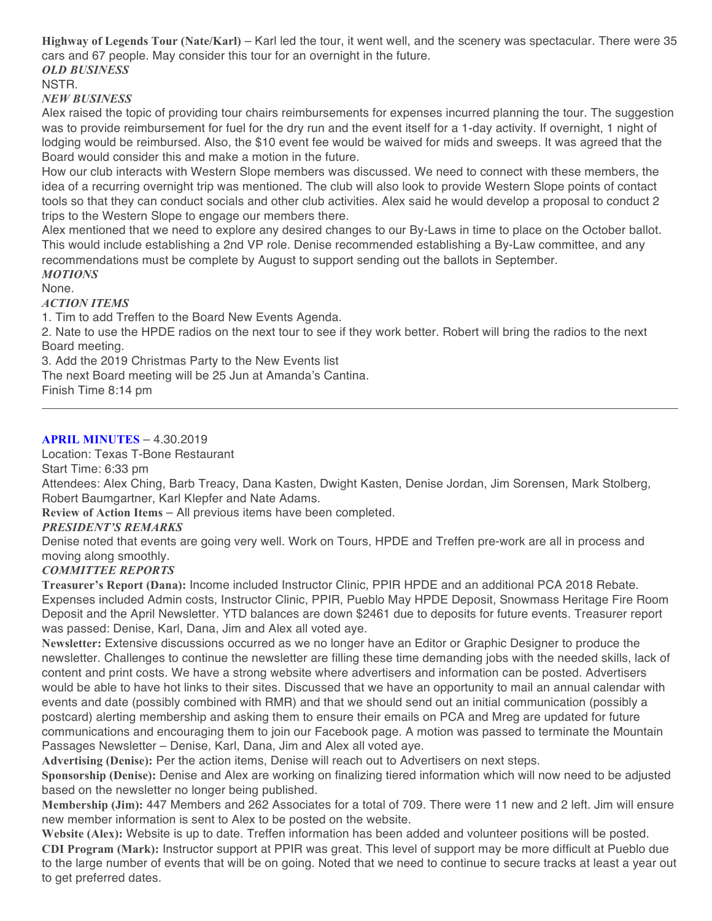**Highway of Legends Tour (Nate/Karl)** – Karl led the tour, it went well, and the scenery was spectacular. There were 35 cars and 67 people. May consider this tour for an overnight in the future.

***OLD BUSINESS***

NSTR.

***NEW BUSINESS***

Alex raised the topic of providing tour chairs reimbursements for expenses incurred planning the tour. The suggestion was to provide reimbursement for fuel for the dry run and the event itself for a 1-day activity. If overnight, 1 night of lodging would be reimbursed. Also, the $10 event fee would be waived for mids and sweeps. It was agreed that the Board would consider this and make a motion in the future.

How our club interacts with Western Slope members was discussed. We need to connect with these members, the idea of a recurring overnight trip was mentioned. The club will also look to provide Western Slope points of contact tools so that they can conduct socials and other club activities. Alex said he would develop a proposal to conduct 2 trips to the Western Slope to engage our members there.

Alex mentioned that we need to explore any desired changes to our By-Laws in time to place on the October ballot. This would include establishing a 2nd VP role. Denise recommended establishing a By-Law committee, and any recommendations must be complete by August to support sending out the ballots in September.

***MOTIONS***

None.

***ACTION ITEMS***

1. Tim to add Treffen to the Board New Events Agenda.
2. Nate to use the HPDE radios on the next tour to see if they work better. Robert will bring the radios to the next Board meeting.
3. Add the 2019 Christmas Party to the New Events list

The next Board meeting will be 25 Jun at Amanda's Cantina.

Finish Time 8:14 pm

---

**APRIL MINUTES** – 4.30.2019

Location: Texas T-Bone Restaurant

Start Time: 6:33 pm

Attendees: Alex Ching, Barb Treacy, Dana Kasten, Dwight Kasten, Denise Jordan, Jim Sorensen, Mark Stolberg, Robert Baumgartner, Karl Klepfer and Nate Adams.

**Review of Action Items** – All previous items have been completed.

***PRESIDENT'S REMARKS***

Denise noted that events are going very well. Work on Tours, HPDE and Treffen pre-work are all in process and moving along smoothly.

***COMMITTEE REPORTS***

**Treasurer's Report (Dana):** Income included Instructor Clinic, PPIR HPDE and an additional PCA 2018 Rebate. Expenses included Admin costs, Instructor Clinic, PPIR, Pueblo May HPDE Deposit, Snowmass Heritage Fire Room Deposit and the April Newsletter. YTD balances are down $2461 due to deposits for future events. Treasurer report was passed: Denise, Karl, Dana, Jim and Alex all voted aye.

**Newsletter:** Extensive discussions occurred as we no longer have an Editor or Graphic Designer to produce the newsletter. Challenges to continue the newsletter are filling these time demanding jobs with the needed skills, lack of content and print costs. We have a strong website where advertisers and information can be posted. Advertisers would be able to have hot links to their sites. Discussed that we have an opportunity to mail an annual calendar with events and date (possibly combined with RMR) and that we should send out an initial communication (possibly a postcard) alerting membership and asking them to ensure their emails on PCA and Mreg are updated for future communications and encouraging them to join our Facebook page. A motion was passed to terminate the Mountain Passages Newsletter – Denise, Karl, Dana, Jim and Alex all voted aye.

**Advertising (Denise):** Per the action items, Denise will reach out to Advertisers on next steps.

**Sponsorship (Denise):** Denise and Alex are working on finalizing tiered information which will now need to be adjusted based on the newsletter no longer being published.

**Membership (Jim):** 447 Members and 262 Associates for a total of 709. There were 11 new and 2 left. Jim will ensure new member information is sent to Alex to be posted on the website.

**Website (Alex):** Website is up to date. Treffen information has been added and volunteer positions will be posted.

**CDI Program (Mark):** Instructor support at PPIR was great. This level of support may be more difficult at Pueblo due to the large number of events that will be on going. Noted that we need to continue to secure tracks at least a year out to get preferred dates.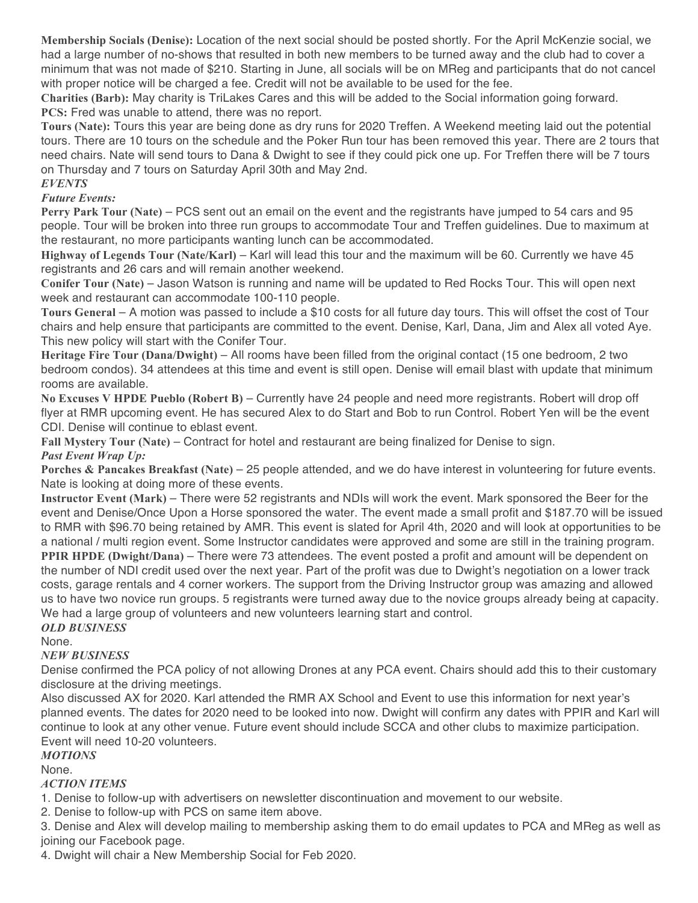**Membership Socials (Denise):** Location of the next social should be posted shortly. For the April McKenzie social, we had a large number of no-shows that resulted in both new members to be turned away and the club had to cover a minimum that was not made of $210. Starting in June, all socials will be on MReg and participants that do not cancel with proper notice will be charged a fee. Credit will not be available to be used for the fee.

**Charities (Barb):** May charity is TriLakes Cares and this will be added to the Social information going forward.

**PCS:** Fred was unable to attend, there was no report.

**Tours (Nate):** Tours this year are being done as dry runs for 2020 Treffen. A Weekend meeting laid out the potential tours. There are 10 tours on the schedule and the Poker Run tour has been removed this year. There are 2 tours that need chairs. Nate will send tours to Dana & Dwight to see if they could pick one up. For Treffen there will be 7 tours on Thursday and 7 tours on Saturday April 30th and May 2nd.

***EVENTS***

***Future Events:***

**Perry Park Tour (Nate)** – PCS sent out an email on the event and the registrants have jumped to 54 cars and 95 people. Tour will be broken into three run groups to accommodate Tour and Treffen guidelines. Due to maximum at the restaurant, no more participants wanting lunch can be accommodated.

**Highway of Legends Tour (Nate/Karl)** – Karl will lead this tour and the maximum will be 60. Currently we have 45 registrants and 26 cars and will remain another weekend.

**Conifer Tour (Nate)** – Jason Watson is running and name will be updated to Red Rocks Tour. This will open next week and restaurant can accommodate 100-110 people.

**Tours General** – A motion was passed to include a $10 costs for all future day tours. This will offset the cost of Tour chairs and help ensure that participants are committed to the event. Denise, Karl, Dana, Jim and Alex all voted Aye. This new policy will start with the Conifer Tour.

**Heritage Fire Tour (Dana/Dwight)** – All rooms have been filled from the original contact (15 one bedroom, 2 two bedroom condos). 34 attendees at this time and event is still open. Denise will email blast with update that minimum rooms are available.

**No Excuses V HPDE Pueblo (Robert B)** – Currently have 24 people and need more registrants. Robert will drop off flyer at RMR upcoming event. He has secured Alex to do Start and Bob to run Control. Robert Yen will be the event CDI. Denise will continue to eblast event.

**Fall Mystery Tour (Nate)** – Contract for hotel and restaurant are being finalized for Denise to sign.

***Past Event Wrap Up:***

**Porches & Pancakes Breakfast (Nate)** – 25 people attended, and we do have interest in volunteering for future events. Nate is looking at doing more of these events.

**Instructor Event (Mark)** – There were 52 registrants and NDIs will work the event. Mark sponsored the Beer for the event and Denise/Once Upon a Horse sponsored the water. The event made a small profit and $187.70 will be issued to RMR with $96.70 being retained by AMR. This event is slated for April 4th, 2020 and will look at opportunities to be a national / multi region event. Some Instructor candidates were approved and some are still in the training program.

**PPIR HPDE (Dwight/Dana)** – There were 73 attendees. The event posted a profit and amount will be dependent on the number of NDI credit used over the next year. Part of the profit was due to Dwight's negotiation on a lower track costs, garage rentals and 4 corner workers. The support from the Driving Instructor group was amazing and allowed us to have two novice run groups. 5 registrants were turned away due to the novice groups already being at capacity. We had a large group of volunteers and new volunteers learning start and control.

***OLD BUSINESS***

None.

***NEW BUSINESS***

Denise confirmed the PCA policy of not allowing Drones at any PCA event. Chairs should add this to their customary disclosure at the driving meetings.

Also discussed AX for 2020. Karl attended the RMR AX School and Event to use this information for next year's planned events. The dates for 2020 need to be looked into now. Dwight will confirm any dates with PPIR and Karl will continue to look at any other venue. Future event should include SCCA and other clubs to maximize participation. Event will need 10-20 volunteers.

***MOTIONS***

None.

***ACTION ITEMS***

1. Denise to follow-up with advertisers on newsletter discontinuation and movement to our website.
2. Denise to follow-up with PCS on same item above.
3. Denise and Alex will develop mailing to membership asking them to do email updates to PCA and MReg as well as joining our Facebook page.
4. Dwight will chair a New Membership Social for Feb 2020.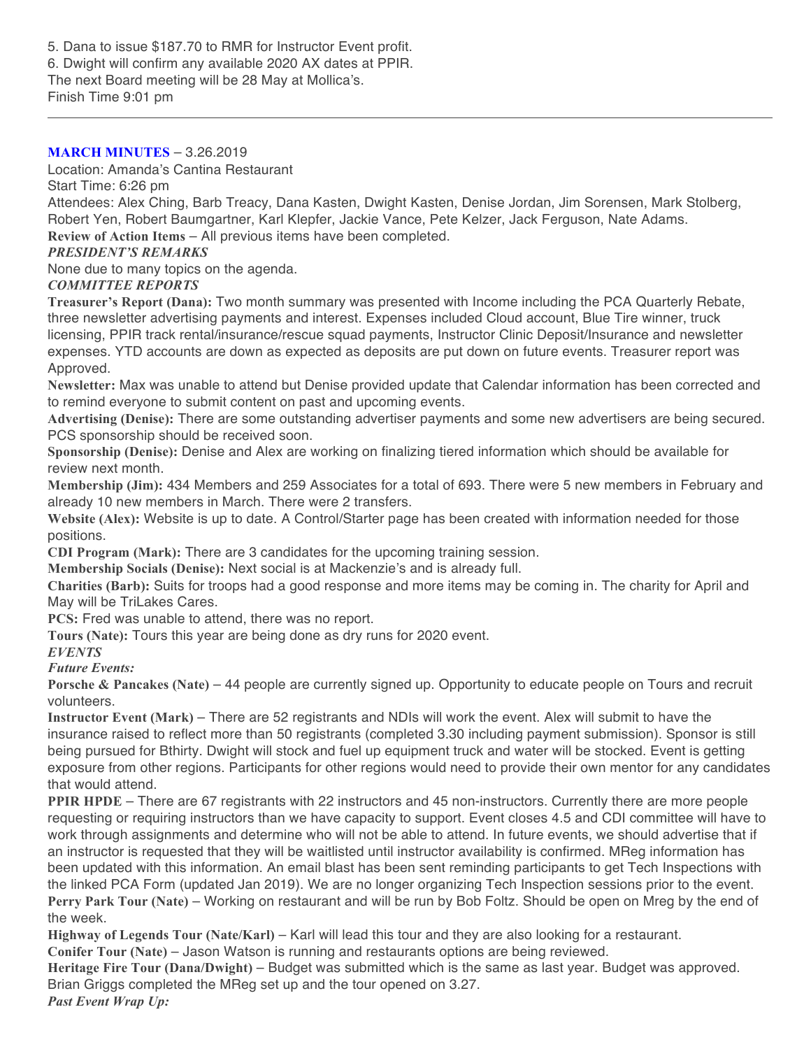5. Dana to issue $187.70 to RMR for Instructor Event profit.
6. Dwight will confirm any available 2020 AX dates at PPIR.
The next Board meeting will be 28 May at Mollica's.
Finish Time 9:01 pm

---

**MARCH MINUTES** – 3.26.2019

Location: Amanda's Cantina Restaurant

Start Time: 6:26 pm

Attendees: Alex Ching, Barb Treacy, Dana Kasten, Dwight Kasten, Denise Jordan, Jim Sorensen, Mark Stolberg, Robert Yen, Robert Baumgartner, Karl Klepfer, Jackie Vance, Pete Kelzer, Jack Ferguson, Nate Adams.

**Review of Action Items** – All previous items have been completed.

***PRESIDENT'S REMARKS***

None due to many topics on the agenda.

***COMMITTEE REPORTS***

**Treasurer's Report (Dana):** Two month summary was presented with Income including the PCA Quarterly Rebate, three newsletter advertising payments and interest. Expenses included Cloud account, Blue Tire winner, truck licensing, PPIR track rental/insurance/rescue squad payments, Instructor Clinic Deposit/Insurance and newsletter expenses. YTD accounts are down as expected as deposits are put down on future events. Treasurer report was Approved.

**Newsletter:** Max was unable to attend but Denise provided update that Calendar information has been corrected and to remind everyone to submit content on past and upcoming events.

**Advertising (Denise):** There are some outstanding advertiser payments and some new advertisers are being secured. PCS sponsorship should be received soon.

**Sponsorship (Denise):** Denise and Alex are working on finalizing tiered information which should be available for review next month.

**Membership (Jim):** 434 Members and 259 Associates for a total of 693. There were 5 new members in February and already 10 new members in March. There were 2 transfers.

**Website (Alex):** Website is up to date. A Control/Starter page has been created with information needed for those positions.

**CDI Program (Mark):** There are 3 candidates for the upcoming training session.

**Membership Socials (Denise):** Next social is at Mackenzie's and is already full.

**Charities (Barb):** Suits for troops had a good response and more items may be coming in. The charity for April and May will be TriLakes Cares.

**PCS:** Fred was unable to attend, there was no report.

**Tours (Nate):** Tours this year are being done as dry runs for 2020 event.

***EVENTS***

***Future Events:***

**Porsche & Pancakes (Nate)** – 44 people are currently signed up. Opportunity to educate people on Tours and recruit volunteers.

**Instructor Event (Mark)** – There are 52 registrants and NDIs will work the event. Alex will submit to have the insurance raised to reflect more than 50 registrants (completed 3.30 including payment submission). Sponsor is still being pursued for Bthirty. Dwight will stock and fuel up equipment truck and water will be stocked. Event is getting exposure from other regions. Participants for other regions would need to provide their own mentor for any candidates that would attend.

**PPIR HPDE** – There are 67 registrants with 22 instructors and 45 non-instructors. Currently there are more people requesting or requiring instructors than we have capacity to support. Event closes 4.5 and CDI committee will have to work through assignments and determine who will not be able to attend. In future events, we should advertise that if an instructor is requested that they will be waitlisted until instructor availability is confirmed. MReg information has been updated with this information. An email blast has been sent reminding participants to get Tech Inspections with the linked PCA Form (updated Jan 2019). We are no longer organizing Tech Inspection sessions prior to the event.

**Perry Park Tour (Nate)** – Working on restaurant and will be run by Bob Foltz. Should be open on Mreg by the end of the week.

**Highway of Legends Tour (Nate/Karl)** – Karl will lead this tour and they are also looking for a restaurant.

**Conifer Tour (Nate)** – Jason Watson is running and restaurants options are being reviewed.

**Heritage Fire Tour (Dana/Dwight)** – Budget was submitted which is the same as last year. Budget was approved. Brian Griggs completed the MReg set up and the tour opened on 3.27.

***Past Event Wrap Up:***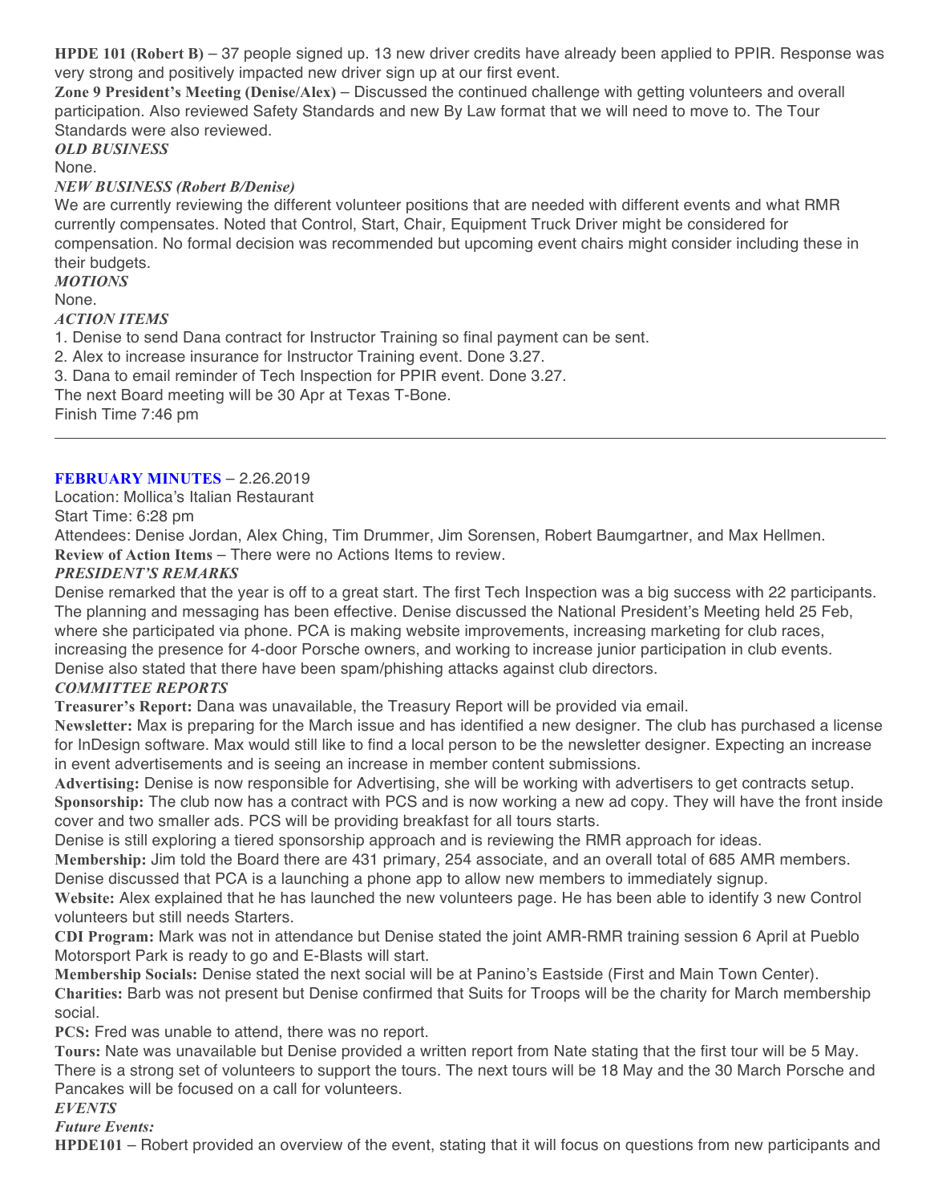**HPDE 101 (Robert B)** – 37 people signed up. 13 new driver credits have already been applied to PPIR. Response was very strong and positively impacted new driver sign up at our first event.

**Zone 9 President's Meeting (Denise/Alex)** – Discussed the continued challenge with getting volunteers and overall participation. Also reviewed Safety Standards and new By Law format that we will need to move to. The Tour Standards were also reviewed.

***OLD BUSINESS***

None.

***NEW BUSINESS (Robert B/Denise)***

We are currently reviewing the different volunteer positions that are needed with different events and what RMR currently compensates. Noted that Control, Start, Chair, Equipment Truck Driver might be considered for compensation. No formal decision was recommended but upcoming event chairs might consider including these in their budgets.

***MOTIONS***

None.

***ACTION ITEMS***

1. Denise to send Dana contract for Instructor Training so final payment can be sent.
2. Alex to increase insurance for Instructor Training event. Done 3.27.
3. Dana to email reminder of Tech Inspection for PPIR event. Done 3.27.

The next Board meeting will be 30 Apr at Texas T-Bone.

Finish Time 7:46 pm

---

**FEBRUARY MINUTES** – 2.26.2019

Location: Mollica's Italian Restaurant

Start Time: 6:28 pm

Attendees: Denise Jordan, Alex Ching, Tim Drummer, Jim Sorensen, Robert Baumgartner, and Max Hellmen.

**Review of Action Items** – There were no Actions Items to review.

***PRESIDENT'S REMARKS***

Denise remarked that the year is off to a great start. The first Tech Inspection was a big success with 22 participants. The planning and messaging has been effective. Denise discussed the National President's Meeting held 25 Feb, where she participated via phone. PCA is making website improvements, increasing marketing for club races, increasing the presence for 4-door Porsche owners, and working to increase junior participation in club events. Denise also stated that there have been spam/phishing attacks against club directors.

***COMMITTEE REPORTS***

**Treasurer's Report:** Dana was unavailable, the Treasury Report will be provided via email.

**Newsletter:** Max is preparing for the March issue and has identified a new designer. The club has purchased a license for InDesign software. Max would still like to find a local person to be the newsletter designer. Expecting an increase in event advertisements and is seeing an increase in member content submissions.

**Advertising:** Denise is now responsible for Advertising, she will be working with advertisers to get contracts setup.

**Sponsorship:** The club now has a contract with PCS and is now working a new ad copy. They will have the front inside cover and two smaller ads. PCS will be providing breakfast for all tours starts.

Denise is still exploring a tiered sponsorship approach and is reviewing the RMR approach for ideas.

**Membership:** Jim told the Board there are 431 primary, 254 associate, and an overall total of 685 AMR members. Denise discussed that PCA is a launching a phone app to allow new members to immediately signup.

**Website:** Alex explained that he has launched the new volunteers page. He has been able to identify 3 new Control volunteers but still needs Starters.

**CDI Program:** Mark was not in attendance but Denise stated the joint AMR-RMR training session 6 April at Pueblo Motorsport Park is ready to go and E-Blasts will start.

**Membership Socials:** Denise stated the next social will be at Panino's Eastside (First and Main Town Center).

**Charities:** Barb was not present but Denise confirmed that Suits for Troops will be the charity for March membership social.

**PCS:** Fred was unable to attend, there was no report.

**Tours:** Nate was unavailable but Denise provided a written report from Nate stating that the first tour will be 5 May. There is a strong set of volunteers to support the tours. The next tours will be 18 May and the 30 March Porsche and Pancakes will be focused on a call for volunteers.

***EVENTS***

***Future Events:***

**HPDE101** – Robert provided an overview of the event, stating that it will focus on questions from new participants and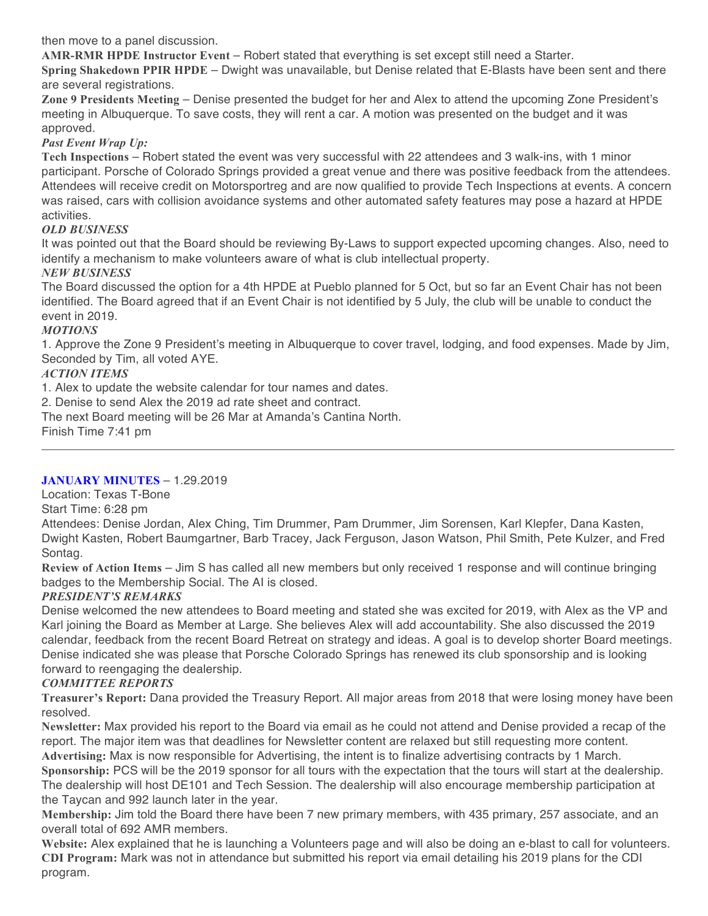then move to a panel discussion.

**AMR-RMR HPDE Instructor Event** – Robert stated that everything is set except still need a Starter.

**Spring Shakedown PPIR HPDE** – Dwight was unavailable, but Denise related that E-Blasts have been sent and there are several registrations.

**Zone 9 Presidents Meeting** – Denise presented the budget for her and Alex to attend the upcoming Zone President's meeting in Albuquerque. To save costs, they will rent a car. A motion was presented on the budget and it was approved.

***Past Event Wrap Up:***

**Tech Inspections** – Robert stated the event was very successful with 22 attendees and 3 walk-ins, with 1 minor participant. Porsche of Colorado Springs provided a great venue and there was positive feedback from the attendees. Attendees will receive credit on Motorsportreg and are now qualified to provide Tech Inspections at events. A concern was raised, cars with collision avoidance systems and other automated safety features may pose a hazard at HPDE activities.

***OLD BUSINESS***

It was pointed out that the Board should be reviewing By-Laws to support expected upcoming changes. Also, need to identify a mechanism to make volunteers aware of what is club intellectual property.

***NEW BUSINESS***

The Board discussed the option for a 4th HPDE at Pueblo planned for 5 Oct, but so far an Event Chair has not been identified. The Board agreed that if an Event Chair is not identified by 5 July, the club will be unable to conduct the event in 2019.

***MOTIONS***

1. Approve the Zone 9 President's meeting in Albuquerque to cover travel, lodging, and food expenses. Made by Jim, Seconded by Tim, all voted AYE.

***ACTION ITEMS***

1. Alex to update the website calendar for tour names and dates.
2. Denise to send Alex the 2019 ad rate sheet and contract.

The next Board meeting will be 26 Mar at Amanda's Cantina North.

Finish Time 7:41 pm

---

**JANUARY MINUTES** – 1.29.2019

Location: Texas T-Bone

Start Time: 6:28 pm

Attendees: Denise Jordan, Alex Ching, Tim Drummer, Pam Drummer, Jim Sorensen, Karl Klepfer, Dana Kasten, Dwight Kasten, Robert Baumgartner, Barb Tracey, Jack Ferguson, Jason Watson, Phil Smith, Pete Kulzer, and Fred Sontag.

**Review of Action Items** – Jim S has called all new members but only received 1 response and will continue bringing badges to the Membership Social. The AI is closed.

***PRESIDENT'S REMARKS***

Denise welcomed the new attendees to Board meeting and stated she was excited for 2019, with Alex as the VP and Karl joining the Board as Member at Large. She believes Alex will add accountability. She also discussed the 2019 calendar, feedback from the recent Board Retreat on strategy and ideas. A goal is to develop shorter Board meetings. Denise indicated she was please that Porsche Colorado Springs has renewed its club sponsorship and is looking forward to reengaging the dealership.

***COMMITTEE REPORTS***

**Treasurer's Report:** Dana provided the Treasury Report. All major areas from 2018 that were losing money have been resolved.

**Newsletter:** Max provided his report to the Board via email as he could not attend and Denise provided a recap of the report. The major item was that deadlines for Newsletter content are relaxed but still requesting more content.

**Advertising:** Max is now responsible for Advertising, the intent is to finalize advertising contracts by 1 March.

**Sponsorship:** PCS will be the 2019 sponsor for all tours with the expectation that the tours will start at the dealership. The dealership will host DE101 and Tech Session. The dealership will also encourage membership participation at the Taycan and 992 launch later in the year.

**Membership:** Jim told the Board there have been 7 new primary members, with 435 primary, 257 associate, and an overall total of 692 AMR members.

**Website:** Alex explained that he is launching a Volunteers page and will also be doing an e-blast to call for volunteers.

**CDI Program:** Mark was not in attendance but submitted his report via email detailing his 2019 plans for the CDI program.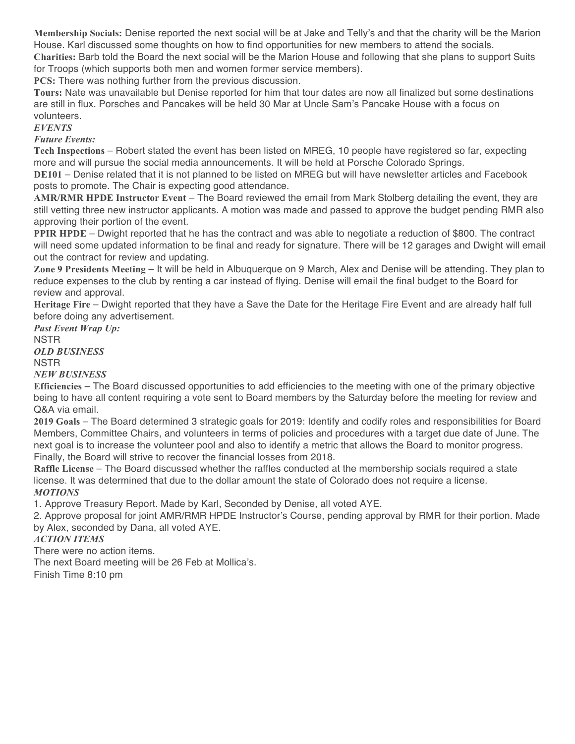**Membership Socials:** Denise reported the next social will be at Jake and Telly's and that the charity will be the Marion House. Karl discussed some thoughts on how to find opportunities for new members to attend the socials.

**Charities:** Barb told the Board the next social will be the Marion House and following that she plans to support Suits for Troops (which supports both men and women former service members).

**PCS:** There was nothing further from the previous discussion.

**Tours:** Nate was unavailable but Denise reported for him that tour dates are now all finalized but some destinations are still in flux. Porsches and Pancakes will be held 30 Mar at Uncle Sam's Pancake House with a focus on volunteers.

***EVENTS***

***Future Events:***

**Tech Inspections** – Robert stated the event has been listed on MREG, 10 people have registered so far, expecting more and will pursue the social media announcements. It will be held at Porsche Colorado Springs.

**DE101** – Denise related that it is not planned to be listed on MREG but will have newsletter articles and Facebook posts to promote. The Chair is expecting good attendance.

**AMR/RMR HPDE Instructor Event** – The Board reviewed the email from Mark Stolberg detailing the event, they are still vetting three new instructor applicants. A motion was made and passed to approve the budget pending RMR also approving their portion of the event.

**PPIR HPDE** – Dwight reported that he has the contract and was able to negotiate a reduction of $800. The contract will need some updated information to be final and ready for signature. There will be 12 garages and Dwight will email out the contract for review and updating.

**Zone 9 Presidents Meeting** – It will be held in Albuquerque on 9 March, Alex and Denise will be attending. They plan to reduce expenses to the club by renting a car instead of flying. Denise will email the final budget to the Board for review and approval.

**Heritage Fire** – Dwight reported that they have a Save the Date for the Heritage Fire Event and are already half full before doing any advertisement.

***Past Event Wrap Up:***

NSTR

***OLD BUSINESS***

NSTR

***NEW BUSINESS***

**Efficiencies** – The Board discussed opportunities to add efficiencies to the meeting with one of the primary objective being to have all content requiring a vote sent to Board members by the Saturday before the meeting for review and Q&A via email.

**2019 Goals** – The Board determined 3 strategic goals for 2019: Identify and codify roles and responsibilities for Board Members, Committee Chairs, and volunteers in terms of policies and procedures with a target due date of June. The next goal is to increase the volunteer pool and also to identify a metric that allows the Board to monitor progress. Finally, the Board will strive to recover the financial losses from 2018.

**Raffle License** – The Board discussed whether the raffles conducted at the membership socials required a state license. It was determined that due to the dollar amount the state of Colorado does not require a license.

***MOTIONS***

1. Approve Treasury Report. Made by Karl, Seconded by Denise, all voted AYE.
2. Approve proposal for joint AMR/RMR HPDE Instructor's Course, pending approval by RMR for their portion. Made by Alex, seconded by Dana, all voted AYE.

***ACTION ITEMS***

There were no action items.

The next Board meeting will be 26 Feb at Mollica's.

Finish Time 8:10 pm